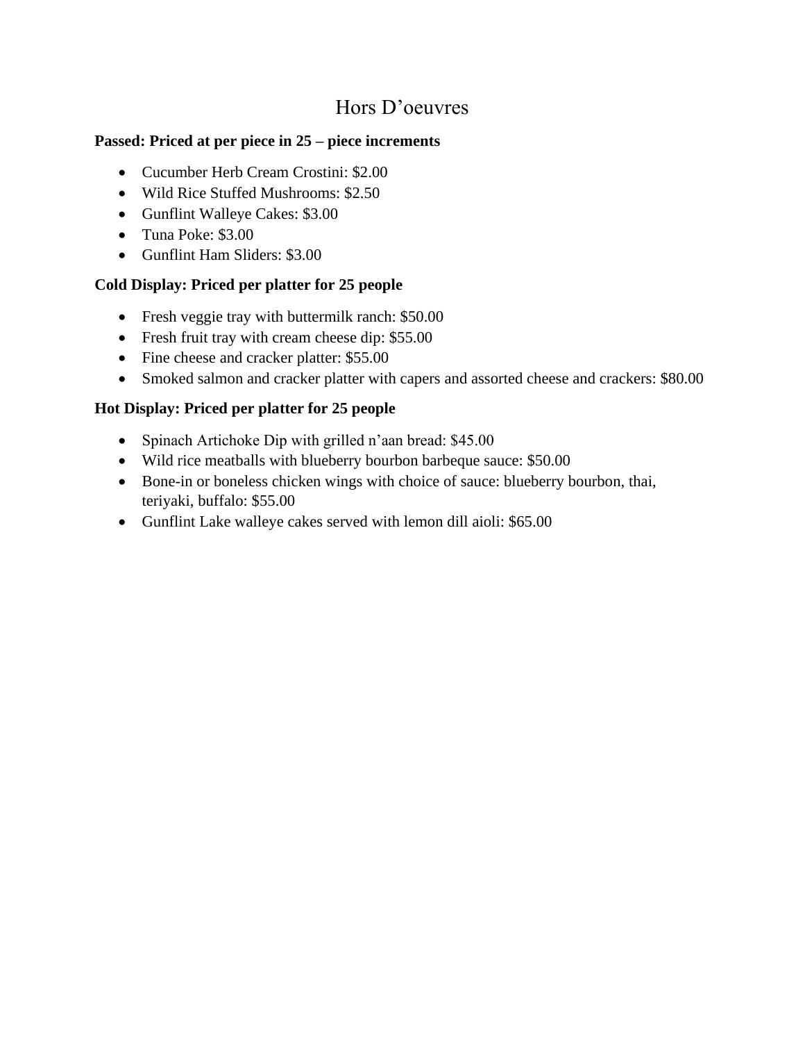# Hors D’oeuvres

**Passed: Priced at per piece in 25 – piece increments**

- Cucumber Herb Cream Crostini: $2.00
- Wild Rice Stuffed Mushrooms: $2.50
- Gunflint Walleye Cakes: $3.00
- Tuna Poke: $3.00
- Gunflint Ham Sliders: $3.00

**Cold Display: Priced per platter for 25 people**

- Fresh veggie tray with buttermilk ranch: $50.00
- Fresh fruit tray with cream cheese dip: $55.00
- Fine cheese and cracker platter: $55.00
- Smoked salmon and cracker platter with capers and assorted cheese and crackers: $80.00

**Hot Display: Priced per platter for 25 people**

- Spinach Artichoke Dip with grilled n’aan bread: $45.00
- Wild rice meatballs with blueberry bourbon barbeque sauce: $50.00
- Bone-in or boneless chicken wings with choice of sauce: blueberry bourbon, thai, teriyaki, buffalo: $55.00
- Gunflint Lake walleye cakes served with lemon dill aioli: $65.00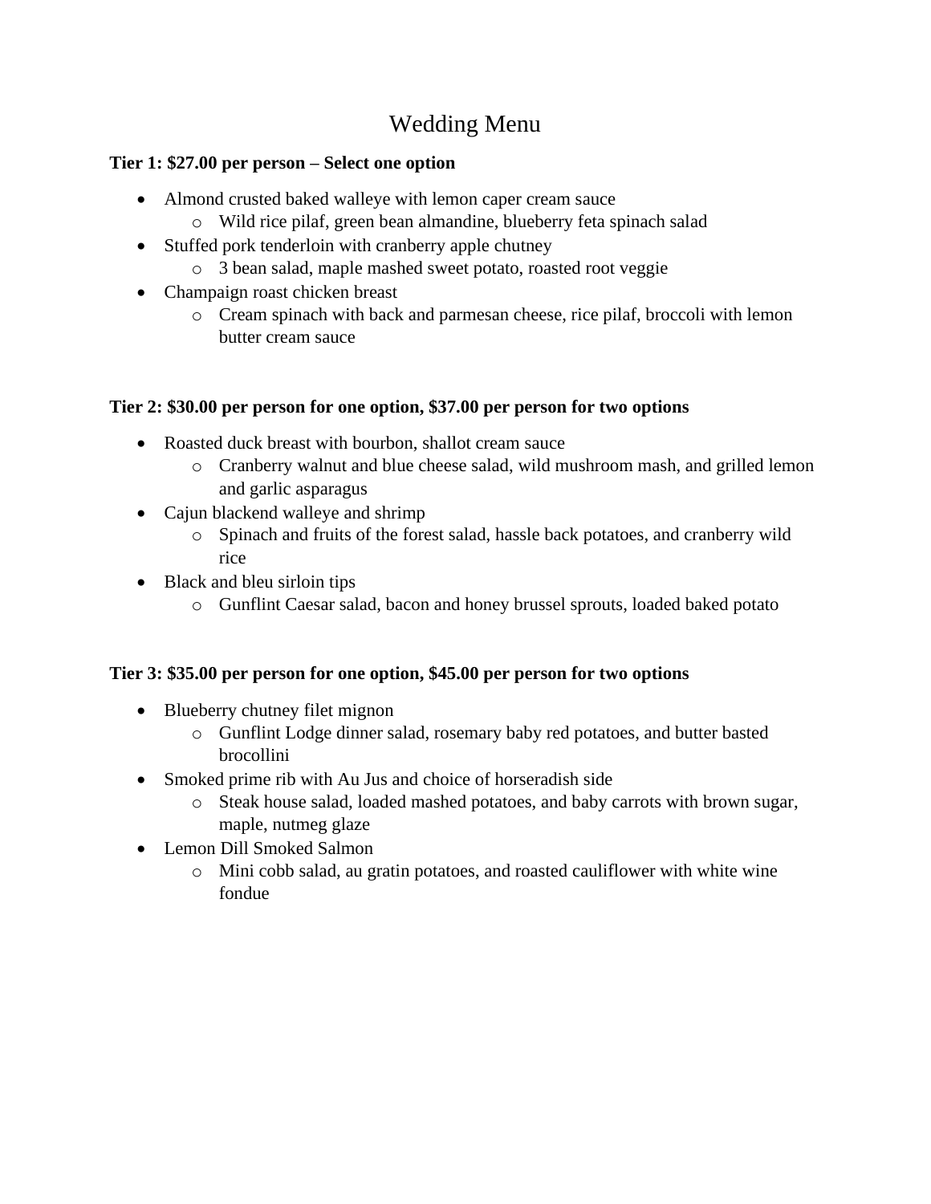# Wedding Menu

**Tier 1: $27.00 per person – Select one option**

- Almond crusted baked walleye with lemon caper cream sauce
  - Wild rice pilaf, green bean almandine, blueberry feta spinach salad
- Stuffed pork tenderloin with cranberry apple chutney
  - 3 bean salad, maple mashed sweet potato, roasted root veggie
- Champaign roast chicken breast
  - Cream spinach with back and parmesan cheese, rice pilaf, broccoli with lemon butter cream sauce

**Tier 2: $30.00 per person for one option, $37.00 per person for two options**

- Roasted duck breast with bourbon, shallot cream sauce
  - Cranberry walnut and blue cheese salad, wild mushroom mash, and grilled lemon and garlic asparagus
- Cajun blackend walleye and shrimp
  - Spinach and fruits of the forest salad, hassle back potatoes, and cranberry wild rice
- Black and bleu sirloin tips
  - Gunflint Caesar salad, bacon and honey brussel sprouts, loaded baked potato

**Tier 3: $35.00 per person for one option, $45.00 per person for two options**

- Blueberry chutney filet mignon
  - Gunflint Lodge dinner salad, rosemary baby red potatoes, and butter basted brocollini
- Smoked prime rib with Au Jus and choice of horseradish side
  - Steak house salad, loaded mashed potatoes, and baby carrots with brown sugar, maple, nutmeg glaze
- Lemon Dill Smoked Salmon
  - Mini cobb salad, au gratin potatoes, and roasted cauliflower with white wine fondue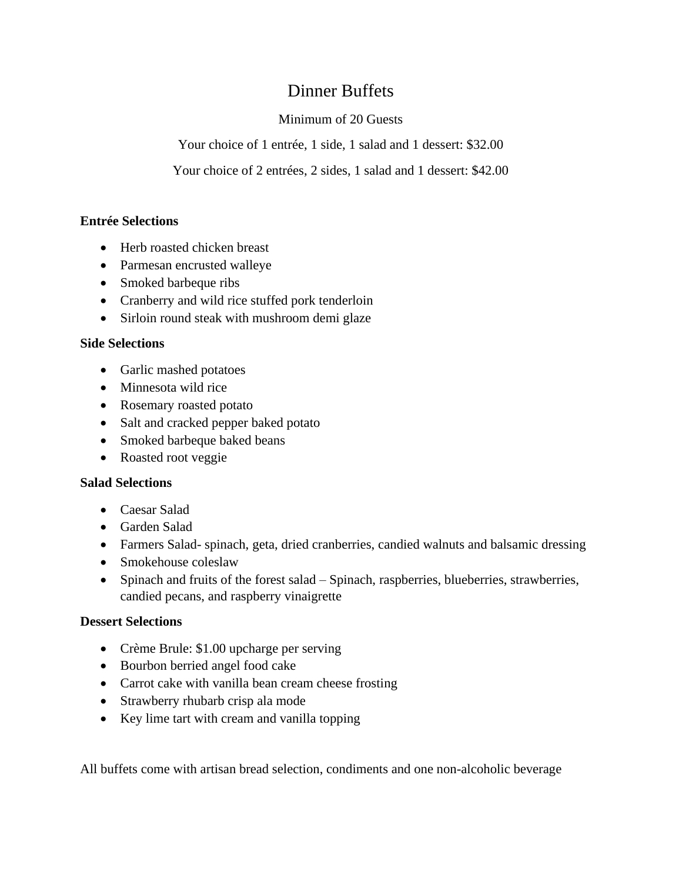# Dinner Buffets

Minimum of 20 Guests

Your choice of 1 entrée, 1 side, 1 salad and 1 dessert: $32.00

Your choice of 2 entrées, 2 sides, 1 salad and 1 dessert: $42.00

**Entrée Selections**

- Herb roasted chicken breast
- Parmesan encrusted walleye
- Smoked barbeque ribs
- Cranberry and wild rice stuffed pork tenderloin
- Sirloin round steak with mushroom demi glaze

**Side Selections**

- Garlic mashed potatoes
- Minnesota wild rice
- Rosemary roasted potato
- Salt and cracked pepper baked potato
- Smoked barbeque baked beans
- Roasted root veggie

**Salad Selections**

- Caesar Salad
- Garden Salad
- Farmers Salad- spinach, geta, dried cranberries, candied walnuts and balsamic dressing
- Smokehouse coleslaw
- Spinach and fruits of the forest salad – Spinach, raspberries, blueberries, strawberries, candied pecans, and raspberry vinaigrette

**Dessert Selections**

- Crème Brule: $1.00 upcharge per serving
- Bourbon berried angel food cake
- Carrot cake with vanilla bean cream cheese frosting
- Strawberry rhubarb crisp ala mode
- Key lime tart with cream and vanilla topping

All buffets come with artisan bread selection, condiments and one non-alcoholic beverage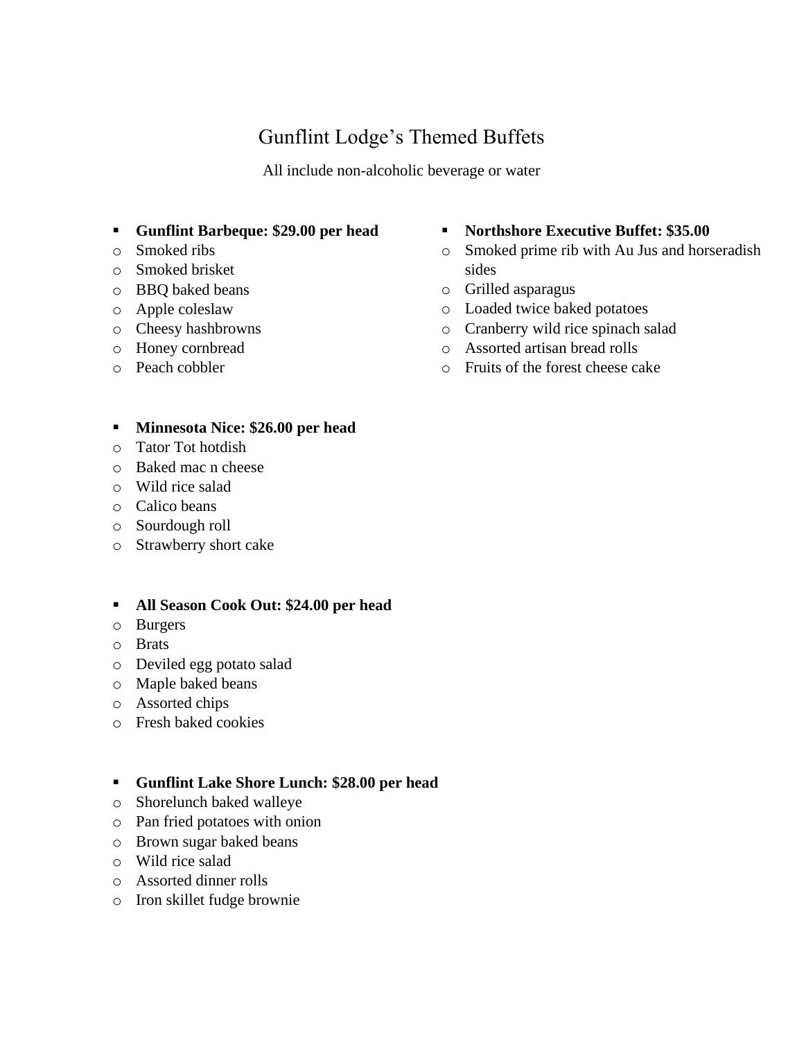# Gunflint Lodge's Themed Buffets

All include non-alcoholic beverage or water

- **Gunflint Barbeque: $29.00 per head**
  - Smoked ribs
  - Smoked brisket
  - BBQ baked beans
  - Apple coleslaw
  - Cheesy hashbrowns
  - Honey cornbread
  - Peach cobbler

- **Northshore Executive Buffet: $35.00**
  - Smoked prime rib with Au Jus and horseradish sides
  - Grilled asparagus
  - Loaded twice baked potatoes
  - Cranberry wild rice spinach salad
  - Assorted artisan bread rolls
  - Fruits of the forest cheese cake

- **Minnesota Nice: $26.00 per head**
  - Tator Tot hotdish
  - Baked mac n cheese
  - Wild rice salad
  - Calico beans
  - Sourdough roll
  - Strawberry short cake

- **All Season Cook Out: $24.00 per head**
  - Burgers
  - Brats
  - Deviled egg potato salad
  - Maple baked beans
  - Assorted chips
  - Fresh baked cookies

- **Gunflint Lake Shore Lunch: $28.00 per head**
  - Shorelunch baked walleye
  - Pan fried potatoes with onion
  - Brown sugar baked beans
  - Wild rice salad
  - Assorted dinner rolls
  - Iron skillet fudge brownie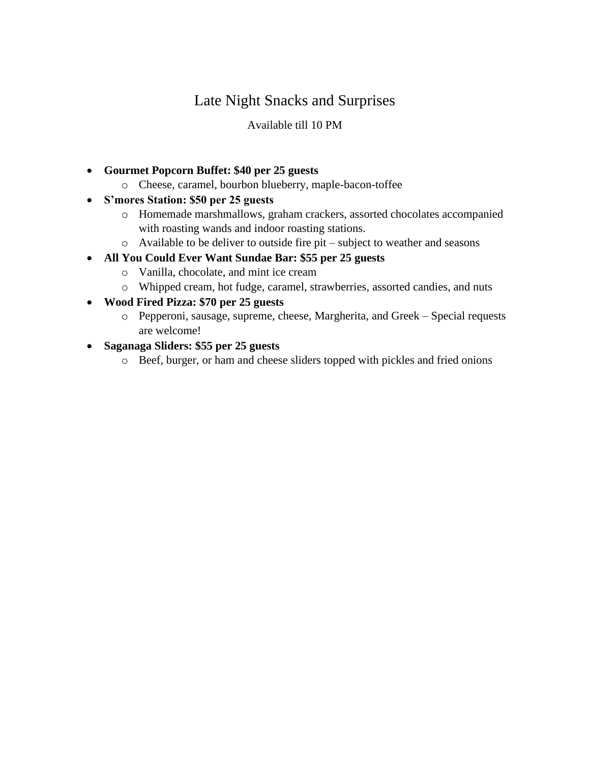# Late Night Snacks and Surprises

Available till 10 PM

- **Gourmet Popcorn Buffet: $40 per 25 guests**
  - Cheese, caramel, bourbon blueberry, maple-bacon-toffee
- **S'mores Station: $50 per 25 guests**
  - Homemade marshmallows, graham crackers, assorted chocolates accompanied with roasting wands and indoor roasting stations.
  - Available to be deliver to outside fire pit – subject to weather and seasons
- **All You Could Ever Want Sundae Bar: $55 per 25 guests**
  - Vanilla, chocolate, and mint ice cream
  - Whipped cream, hot fudge, caramel, strawberries, assorted candies, and nuts
- **Wood Fired Pizza: $70 per 25 guests**
  - Pepperoni, sausage, supreme, cheese, Margherita, and Greek – Special requests are welcome!
- **Saganaga Sliders: $55 per 25 guests**
  - Beef, burger, or ham and cheese sliders topped with pickles and fried onions